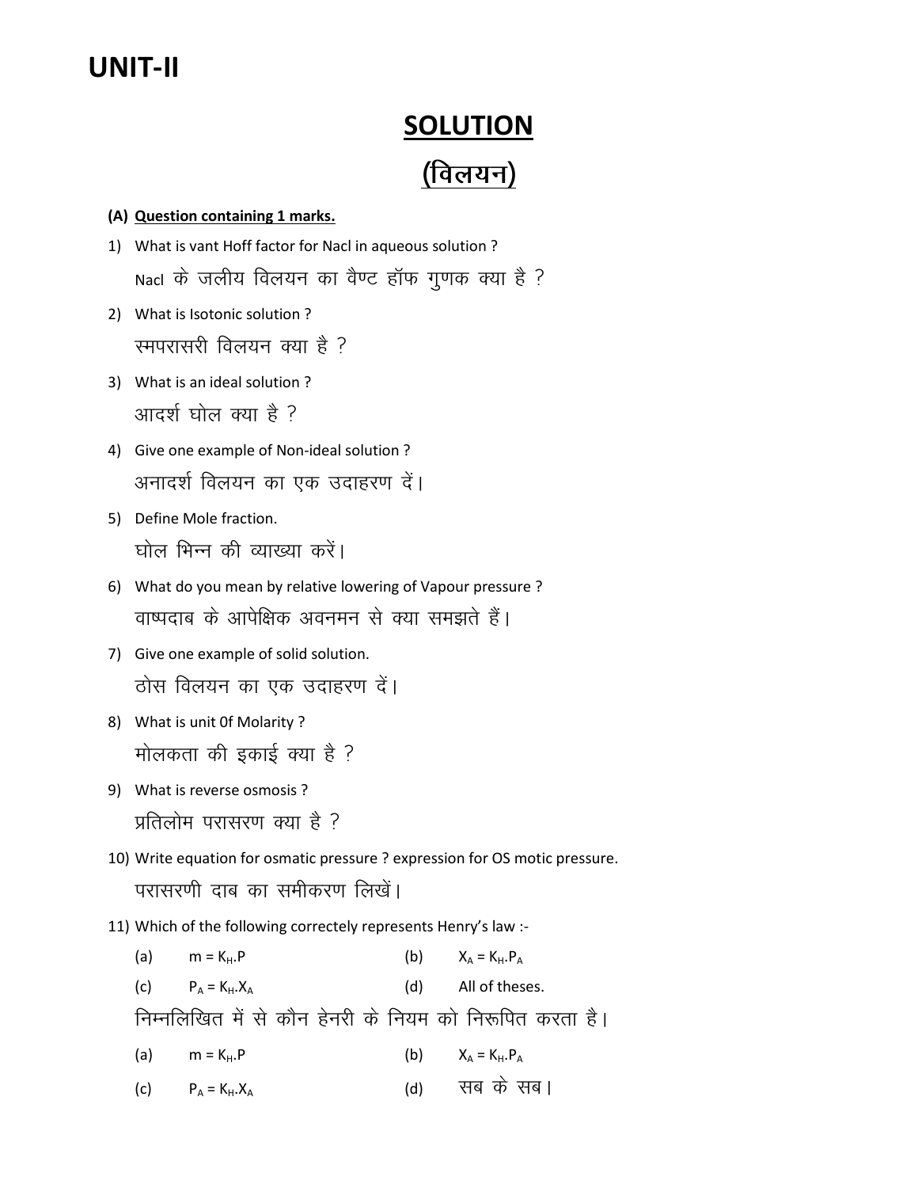# UNIT-II

## SOLUTION

## (विलयन)

**(A) Question containing 1 marks.**

1) What is vant Hoff factor for Nacl in aqueous solution ?

   Nacl के जलीय विलयन का वैण्ट हॉफ गुणक क्या है ?

2) What is Isotonic solution ?

   स्मपरासरी विलयन क्या है ?

3) What is an ideal solution ?

   आदर्श घोल क्या है ?

4) Give one example of Non-ideal solution ?

   अनादर्श विलयन का एक उदाहरण दें।

5) Define Mole fraction.

   घोल भिन्न की व्याख्या करें।

6) What do you mean by relative lowering of Vapour pressure ?

   वाष्पदाब के आपेक्षिक अवनमन से क्या समझते हैं।

7) Give one example of solid solution.

   ठोस विलयन का एक उदाहरण दें।

8) What is unit 0f Molarity ?

   मोलकता की इकाई क्या है ?

9) What is reverse osmosis ?

   प्रतिलोम परासरण क्या है ?

10) Write equation for osmatic pressure ? expression for OS motic pressure.

    परासरणी दाब का समीकरण लिखें।

11) Which of the following correctely represents Henry's law :-

    (a) $m = K_H.P$  (b) $X_A = K_H.P_A$

    (c) $P_A = K_H.X_A$  (d) All of theses.

    निम्नलिखित में से कौन हेनरी के नियम को निरूपित करता है।

    (a) $m = K_H.P$  (b) $X_A = K_H.P_A$

    (c) $P_A = K_H.X_A$  (d) सब के सब।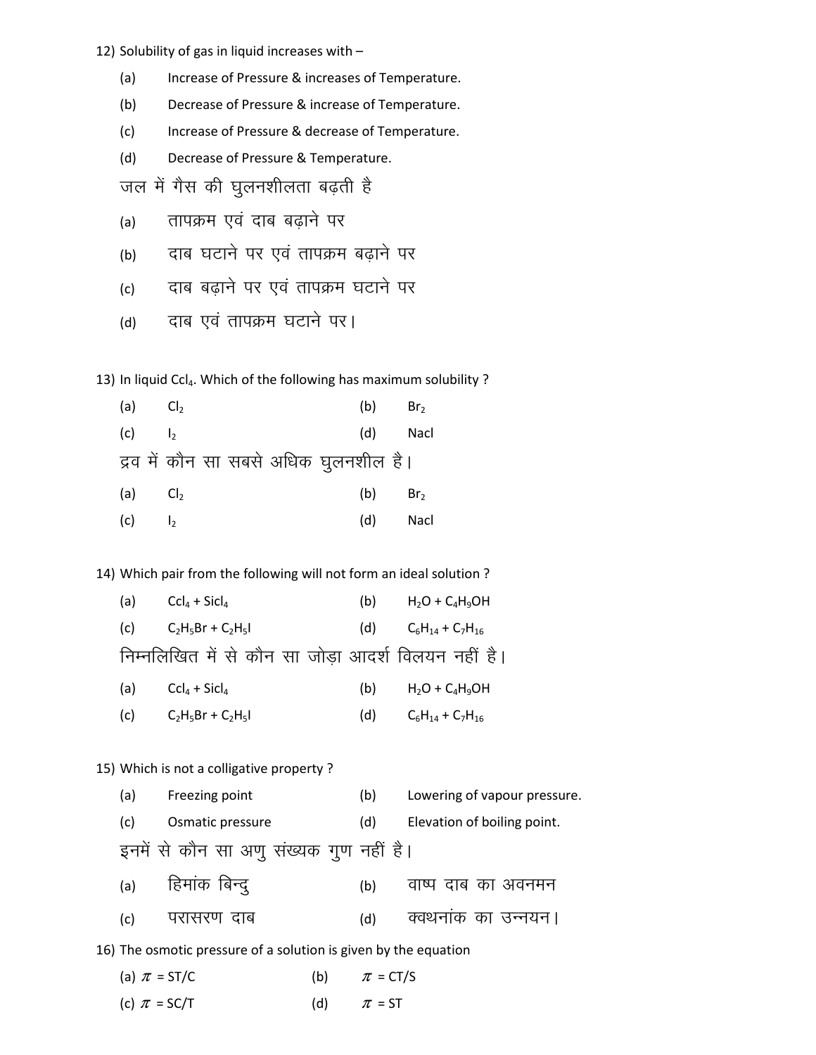12) Solubility of gas in liquid increases with –

(a) Increase of Pressure & increases of Temperature.

(b) Decrease of Pressure & increase of Temperature.

(c) Increase of Pressure & decrease of Temperature.

(d) Decrease of Pressure & Temperature.

जल में गैस की घुलनशीलता बढ़ती है

(a) तापक्रम एवं दाब बढ़ाने पर

(b) दाब घटाने पर एवं तापक्रम बढ़ाने पर

(c) दाब बढ़ाने पर एवं तापक्रम घटाने पर

(d) दाब एवं तापक्रम घटाने पर।

13) In liquid $Ccl_4$. Which of the following has maximum solubility ?

(a) $Cl_2$ (b) $Br_2$

(c) $I_2$ (d) Nacl

द्रव में कौन सा सबसे अधिक घुलनशील है।

(a) $Cl_2$ (b) $Br_2$

(c) $I_2$ (d) Nacl

14) Which pair from the following will not form an ideal solution ?

(a) $Ccl_4 + Sicl_4$ (b) $H_2O + C_4H_9OH$

(c) $C_2H_5Br + C_2H_5I$ (d) $C_6H_{14} + C_7H_{16}$

निम्नलिखित में से कौन सा जोड़ा आदर्श विलयन नहीं है।

(a) $Ccl_4 + Sicl_4$ (b) $H_2O + C_4H_9OH$

(c) $C_2H_5Br + C_2H_5I$ (d) $C_6H_{14} + C_7H_{16}$

15) Which is not a colligative property ?

(a) Freezing point (b) Lowering of vapour pressure.

(c) Osmatic pressure (d) Elevation of boiling point.

इनमें से कौन सा अणु संख्यक गुण नहीं है।

(a) हिमांक बिन्दु (b) वाष्प दाब का अवनमन

(c) परासरण दाब (d) क्वथनांक का उन्नयन।

16) The osmotic pressure of a solution is given by the equation

(a) $\pi$ = ST/C (b) $\pi$ = CT/S

(c) $\pi$ = SC/T (d) $\pi$ = ST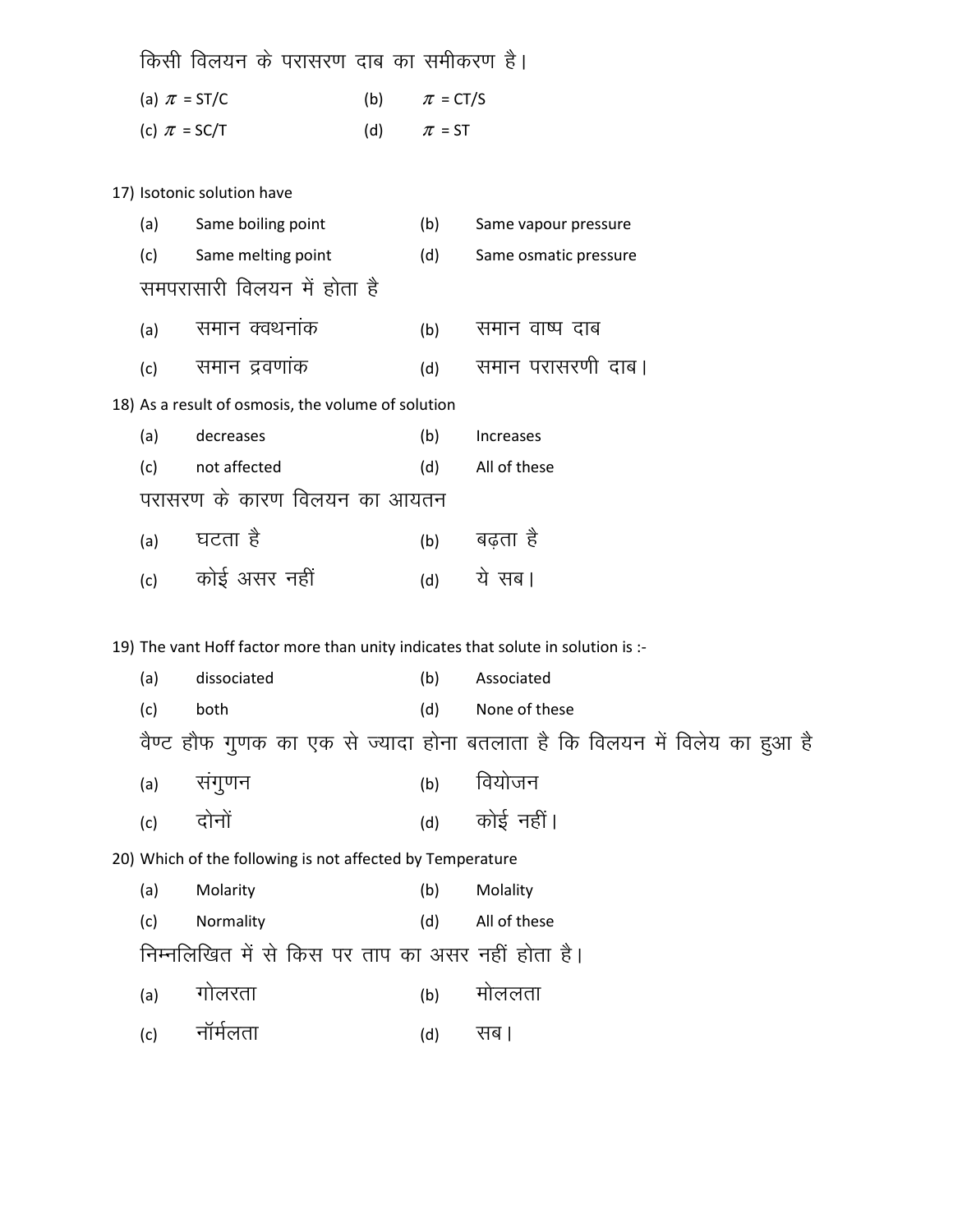किसी विलयन के परासरण दाब का समीकरण है।

(a) $\pi$ = ST/C (b) $\pi$ = CT/S

(c) $\pi$ = SC/T (d) $\pi$ = ST

17) Isotonic solution have

(a) Same boiling point (b) Same vapour pressure

(c) Same melting point (d) Same osmatic pressure

समपरासारी विलयन में होता है

(a) समान क्वथनांक (b) समान वाष्प दाब

(c) समान द्रवणांक (d) समान परासरणी दाब।

18) As a result of osmosis, the volume of solution

(a) decreases (b) Increases

(c) not affected (d) All of these

परासरण के कारण विलयन का आयतन

(a) घटता है (b) बढ़ता है

(c) कोई असर नहीं (d) ये सब।

19) The vant Hoff factor more than unity indicates that solute in solution is :-

(a) dissociated (b) Associated

(c) both (d) None of these

वैण्ट हौफ गुणक का एक से ज्यादा होना बतलाता है कि विलयन में विलेय का हुआ है

(a) संगुणन (b) वियोजन

(c) दोनों (d) कोई नहीं।

20) Which of the following is not affected by Temperature

(a) Molarity (b) Molality

(c) Normality (d) All of these

निम्नलिखित में से किस पर ताप का असर नहीं होता है।

(a) गोलरता (b) मोललता

(c) नॉर्मलता (d) सब।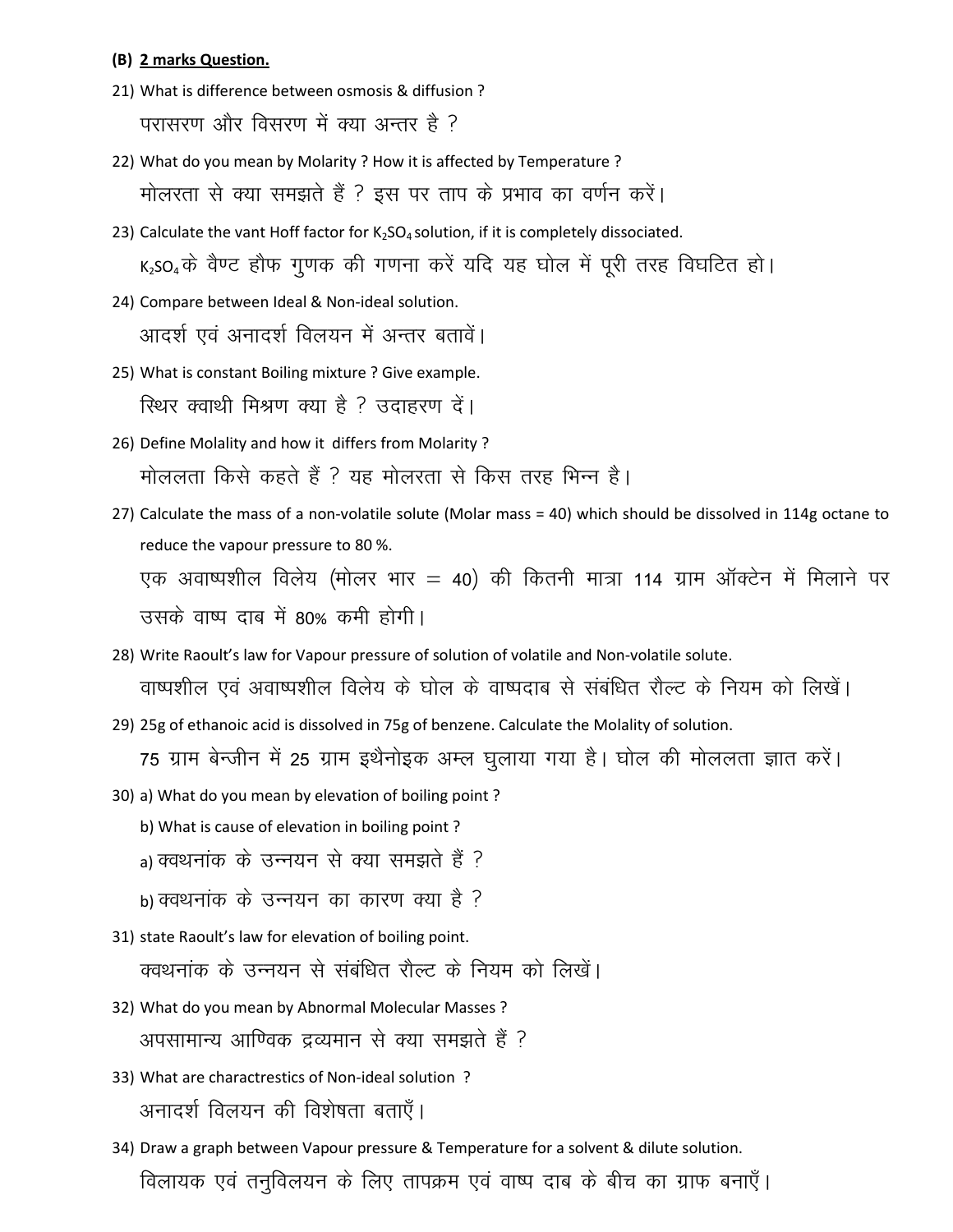**(B) 2 marks Question.**

21) What is difference between osmosis & diffusion ?

परासरण और विसरण में क्या अन्तर है ?

22) What do you mean by Molarity ? How it is affected by Temperature ?

मोलरता से क्या समझते हैं ? इस पर ताप के प्रभाव का वर्णन करें।

23) Calculate the vant Hoff factor for $K_2SO_4$ solution, if it is completely dissociated.

$K_2SO_4$ के वैण्ट हौफ गुणक की गणना करें यदि यह घोल में पूरी तरह विघटित हो।

24) Compare between Ideal & Non-ideal solution.

आदर्श एवं अनादर्श विलयन में अन्तर बतावें।

25) What is constant Boiling mixture ? Give example.

स्थिर क्वाथी मिश्रण क्या है ? उदाहरण दें।

26) Define Molality and how it differs from Molarity ?

मोललता किसे कहते हैं ? यह मोलरता से किस तरह भिन्न है।

27) Calculate the mass of a non-volatile solute (Molar mass = 40) which should be dissolved in 114g octane to reduce the vapour pressure to 80 %.

एक अवाष्पशील विलेय (मोलर भार = 40) की कितनी मात्रा 114 ग्राम ऑक्टेन में मिलाने पर उसके वाष्प दाब में 80% कमी होगी।

28) Write Raoult's law for Vapour pressure of solution of volatile and Non-volatile solute.

वाष्पशील एवं अवाष्पशील विलेय के घोल के वाष्पदाब से संबंधित रौल्ट के नियम को लिखें।

29) 25g of ethanoic acid is dissolved in 75g of benzene. Calculate the Molality of solution.

75 ग्राम बेन्जीन में 25 ग्राम इथैनोइक अम्ल घुलाया गया है। घोल की मोललता ज्ञात करें।

30) a) What do you mean by elevation of boiling point ?

b) What is cause of elevation in boiling point ?

a) क्वथनांक के उन्नयन से क्या समझते हैं ?

b) क्वथनांक के उन्नयन का कारण क्या है ?

31) state Raoult's law for elevation of boiling point.

क्वथनांक के उन्नयन से संबंधित रौल्ट के नियम को लिखें।

32) What do you mean by Abnormal Molecular Masses ?

अपसामान्य आण्विक द्रव्यमान से क्या समझते हैं ?

33) What are charactrestics of Non-ideal solution ?

अनादर्श विलयन की विशेषता बताएँ।

34) Draw a graph between Vapour pressure & Temperature for a solvent & dilute solution.

विलायक एवं तनुविलयन के लिए तापक्रम एवं वाष्प दाब के बीच का ग्राफ बनाएँ।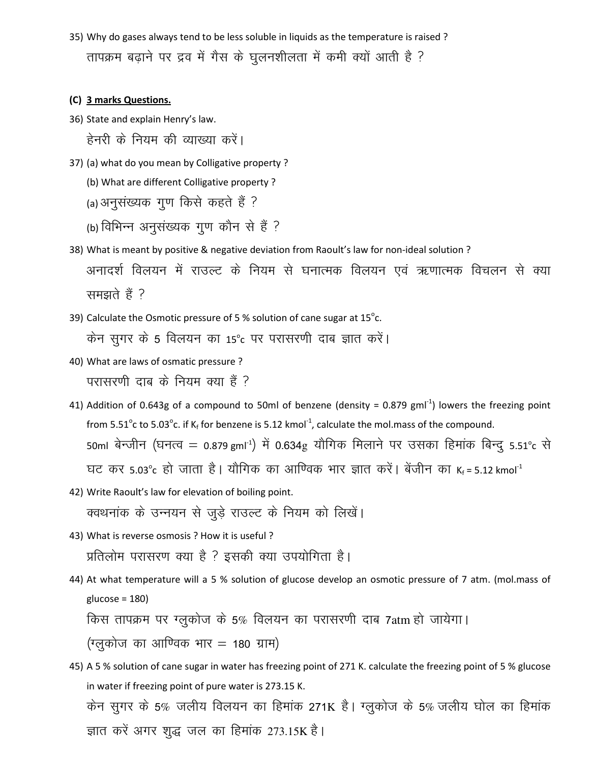35) Why do gases always tend to be less soluble in liquids as the temperature is raised ?

तापक्रम बढ़ाने पर द्रव में गैस के घुलनशीलता में कमी क्यों आती है ?

**(C) <u>3 marks Questions.</u>**

36) State and explain Henry's law.

हेनरी के नियम की व्याख्या करें।

37) (a) what do you mean by Colligative property ?

(b) What are different Colligative property ?

(a) अनुसंख्यक गुण किसे कहते हैं ?

(b) विभिन्न अनुसंख्यक गुण कौन से हैं ?

38) What is meant by positive & negative deviation from Raoult's law for non-ideal solution ?

अनादर्श विलयन में राउल्ट के नियम से घनात्मक विलयन एवं ऋणात्मक विचलन से क्या समझते हैं ?

39) Calculate the Osmotic pressure of 5 % solution of cane sugar at 15°c.

केन सुगर के 5 विलयन का 15°c पर परासरणी दाब ज्ञात करें।

40) What are laws of osmatic pressure ?

परासरणी दाब के नियम क्या हैं ?

41) Addition of 0.643g of a compound to 50ml of benzene (density = 0.879 $gml^{-1}$) lowers the freezing point from 5.51°c to 5.03°c. if $K_f$ for benzene is 5.12 $kmol^{-1}$, calculate the mol.mass of the compound.

50ml बेन्जीन (घनत्व = 0.879 $gml^{-1}$) में 0.634g यौगिक मिलाने पर उसका हिमांक बिन्दु 5.51°c से घट कर 5.03°c हो जाता है। यौगिक का आण्विक भार ज्ञात करें। बेंजीन का $K_f$ = 5.12 $kmol^{-1}$

42) Write Raoult's law for elevation of boiling point.

क्वथनांक के उन्नयन से जुड़े राउल्ट के नियम को लिखें।

43) What is reverse osmosis ? How it is useful ?

प्रतिलोम परासरण क्या है ? इसकी क्या उपयोगिता है।

44) At what temperature will a 5 % solution of glucose develop an osmotic pressure of 7 atm. (mol.mass of glucose = 180)

किस तापक्रम पर ग्लुकोज के 5% विलयन का परासरणी दाब 7atm हो जायेगा।

(ग्लुकोज का आण्विक भार = 180 ग्राम)

45) A 5 % solution of cane sugar in water has freezing point of 271 K. calculate the freezing point of 5 % glucose in water if freezing point of pure water is 273.15 K.

केन सुगर के 5% जलीय विलयन का हिमांक 271K है। ग्लुकोज के 5% जलीय घोल का हिमांक ज्ञात करें अगर शुद्ध जल का हिमांक 273.15K है।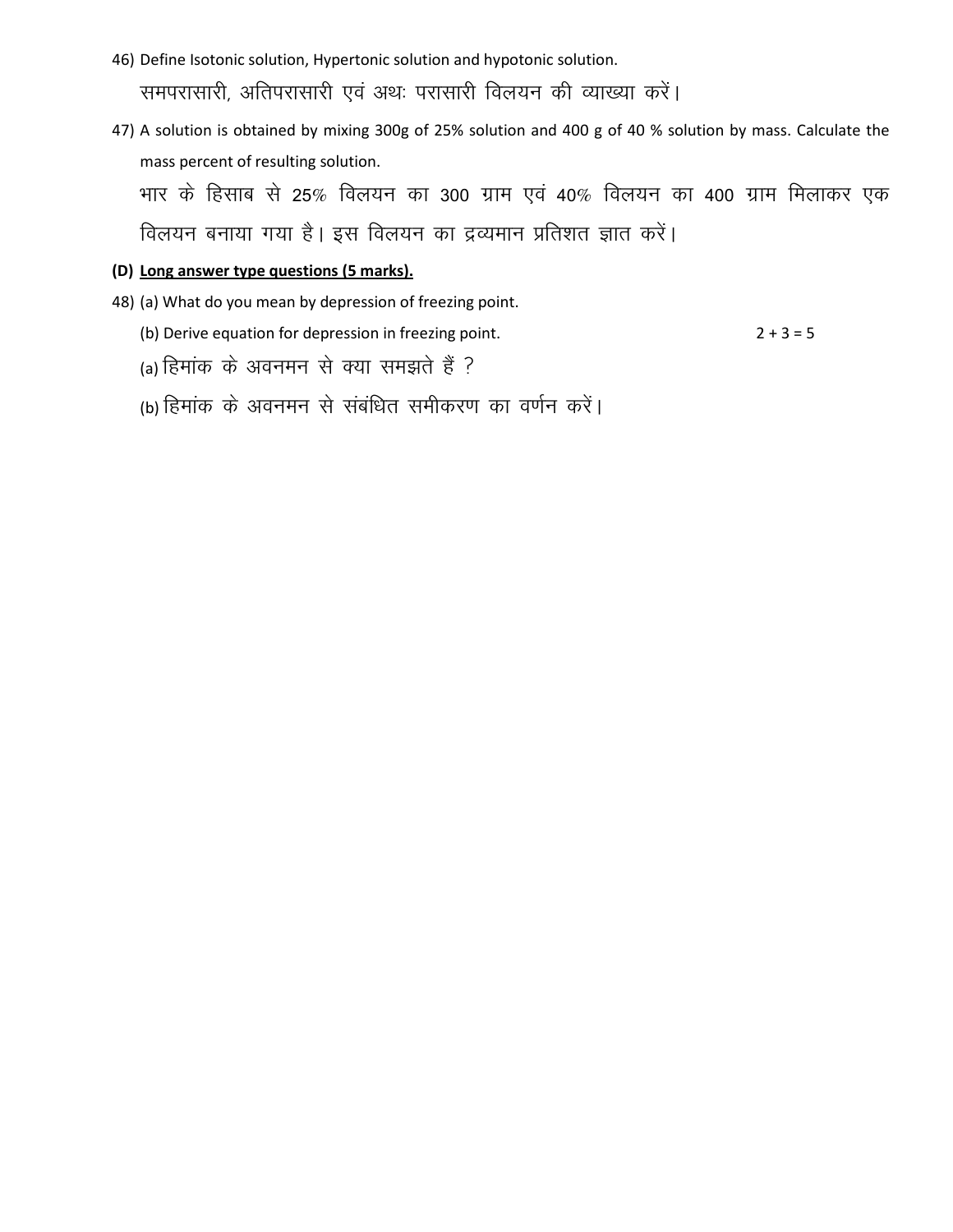46) Define Isotonic solution, Hypertonic solution and hypotonic solution.

समपरासारी, अतिपरासारी एवं अथः परासारी विलयन की व्याख्या करें।

47) A solution is obtained by mixing 300g of 25% solution and 400 g of 40 % solution by mass. Calculate the mass percent of resulting solution.

भार के हिसाब से 25% विलयन का 300 ग्राम एवं 40% विलयन का 400 ग्राम मिलाकर एक विलयन बनाया गया है। इस विलयन का द्रव्यमान प्रतिशत ज्ञात करें।

**(D) Long answer type questions (5 marks).**

48) (a) What do you mean by depression of freezing point.

(b) Derive equation for depression in freezing point. 2 + 3 = 5

(a) हिमांक के अवनमन से क्या समझते हैं ?

(b) हिमांक के अवनमन से संबंधित समीकरण का वर्णन करें।